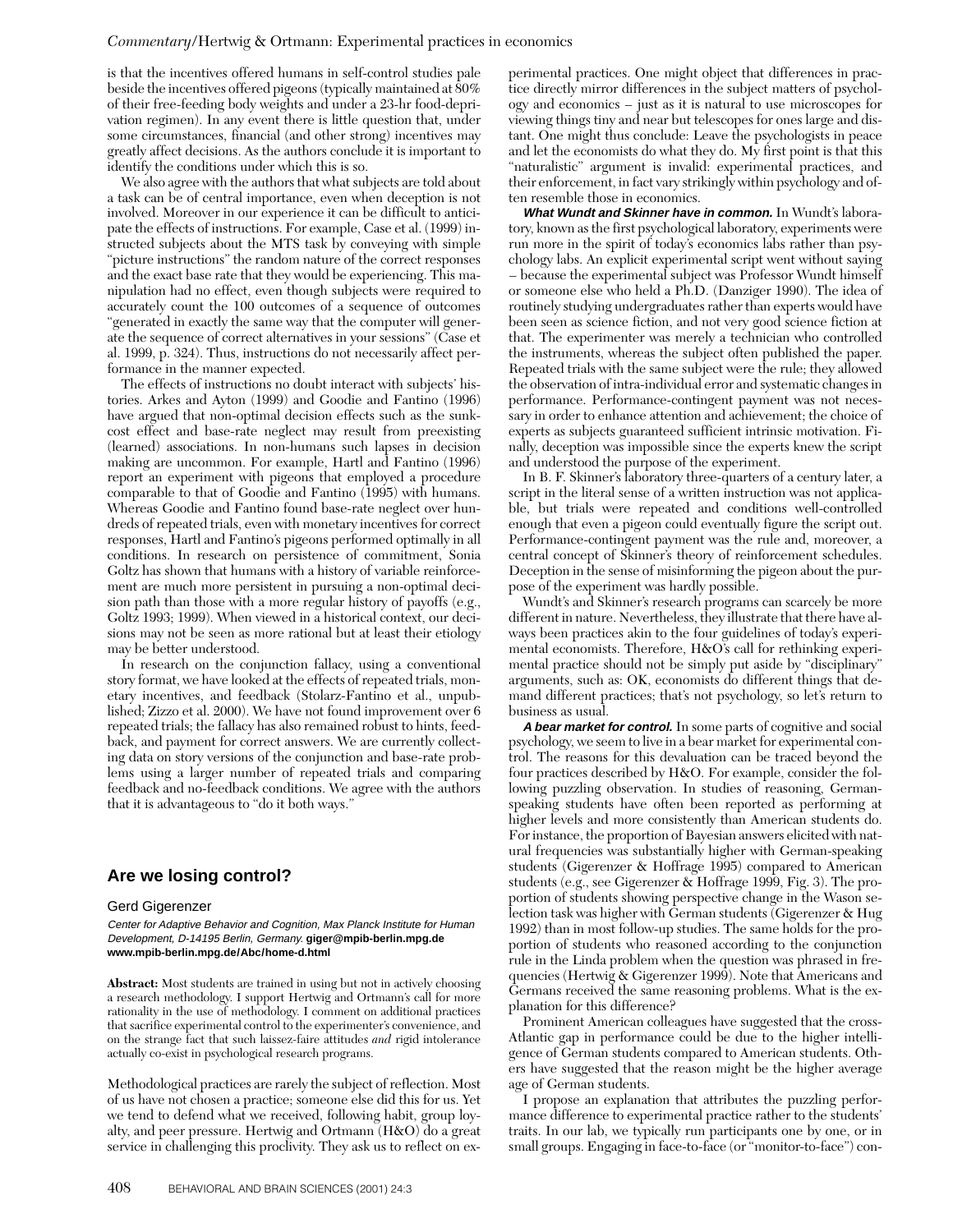is that the incentives offered humans in self-control studies pale beside the incentives offered pigeons (typically maintained at 80% of their free-feeding body weights and under a 23-hr food-deprivation regimen). In any event there is little question that, under some circumstances, financial (and other strong) incentives may greatly affect decisions. As the authors conclude it is important to identify the conditions under which this is so.

We also agree with the authors that what subjects are told about a task can be of central importance, even when deception is not involved. Moreover in our experience it can be difficult to anticipate the effects of instructions. For example, Case et al. (1999) instructed subjects about the MTS task by conveying with simple "picture instructions" the random nature of the correct responses and the exact base rate that they would be experiencing. This manipulation had no effect, even though subjects were required to accurately count the 100 outcomes of a sequence of outcomes "generated in exactly the same way that the computer will generate the sequence of correct alternatives in your sessions" (Case et al. 1999, p. 324). Thus, instructions do not necessarily affect performance in the manner expected.

The effects of instructions no doubt interact with subjects' histories. Arkes and Ayton (1999) and Goodie and Fantino (1996) have argued that non-optimal decision effects such as the sunk-cost effect and base-rate neglect may result from preexisting (learned) associations. In non-humans such lapses in decision making are uncommon. For example, Hartl and Fantino (1996) report an experiment with pigeons that employed a procedure comparable to that of Goodie and Fantino (1995) with humans. Whereas Goodie and Fantino found base-rate neglect over hundreds of repeated trials, even with monetary incentives for correct responses, Hartl and Fantino's pigeons performed optimally in all conditions. In research on persistence of commitment, Sonia Goltz has shown that humans with a history of variable reinforcement are much more persistent in pursuing a non-optimal decision path than those with a more regular history of payoffs (e.g., Goltz 1993; 1999). When viewed in a historical context, our decisions may not be seen as more rational but at least their etiology may be better understood.

In research on the conjunction fallacy, using a conventional story format, we have looked at the effects of repeated trials, monetary incentives, and feedback (Stolarz-Fantino et al., unpublished; Zizzo et al. 2000). We have not found improvement over 6 repeated trials; the fallacy has also remained robust to hints, feedback, and payment for correct answers. We are currently collecting data on story versions of the conjunction and base-rate problems using a larger number of repeated trials and comparing feedback and no-feedback conditions. We agree with the authors that it is advantageous to "do it both ways."

## Are we losing control?

Gerd Gigerenzer

*Center for Adaptive Behavior and Cognition, Max Planck Institute for Human Development, D-14195 Berlin, Germany.* **giger@mpib-berlin.mpg.de** **www.mpib-berlin.mpg.de/Abc/home-d.html**

**Abstract:** Most students are trained in using but not in actively choosing a research methodology. I support Hertwig and Ortmann's call for more rationality in the use of methodology. I comment on additional practices that sacrifice experimental control to the experimenter's convenience, and on the strange fact that such laissez-faire attitudes *and* rigid intolerance actually co-exist in psychological research programs.

Methodological practices are rarely the subject of reflection. Most of us have not chosen a practice; someone else did this for us. Yet we tend to defend what we received, following habit, group loyalty, and peer pressure. Hertwig and Ortmann (H&O) do a great service in challenging this proclivity. They ask us to reflect on experimental practices. One might object that differences in practice directly mirror differences in the subject matters of psychology and economics – just as it is natural to use microscopes for viewing things tiny and near but telescopes for ones large and distant. One might thus conclude: Leave the psychologists in peace and let the economists do what they do. My first point is that this "naturalistic" argument is invalid: experimental practices, and their enforcement, in fact vary strikingly within psychology and often resemble those in economics.

***What Wundt and Skinner have in common.*** In Wundt's laboratory, known as the first psychological laboratory, experiments were run more in the spirit of today's economics labs rather than psychology labs. An explicit experimental script went without saying – because the experimental subject was Professor Wundt himself or someone else who held a Ph.D. (Danziger 1990). The idea of routinely studying undergraduates rather than experts would have been seen as science fiction, and not very good science fiction at that. The experimenter was merely a technician who controlled the instruments, whereas the subject often published the paper. Repeated trials with the same subject were the rule; they allowed the observation of intra-individual error and systematic changes in performance. Performance-contingent payment was not necessary in order to enhance attention and achievement; the choice of experts as subjects guaranteed sufficient intrinsic motivation. Finally, deception was impossible since the experts knew the script and understood the purpose of the experiment.

In B. F. Skinner's laboratory three-quarters of a century later, a script in the literal sense of a written instruction was not applicable, but trials were repeated and conditions well-controlled enough that even a pigeon could eventually figure the script out. Performance-contingent payment was the rule and, moreover, a central concept of Skinner's theory of reinforcement schedules. Deception in the sense of misinforming the pigeon about the purpose of the experiment was hardly possible.

Wundt's and Skinner's research programs can scarcely be more different in nature. Nevertheless, they illustrate that there have always been practices akin to the four guidelines of today's experimental economists. Therefore, H&O's call for rethinking experimental practice should not be simply put aside by "disciplinary" arguments, such as: OK, economists do different things that demand different practices; that's not psychology, so let's return to business as usual.

***A bear market for control.*** In some parts of cognitive and social psychology, we seem to live in a bear market for experimental control. The reasons for this devaluation can be traced beyond the four practices described by H&O. For example, consider the following puzzling observation. In studies of reasoning, German-speaking students have often been reported as performing at higher levels and more consistently than American students do. For instance, the proportion of Bayesian answers elicited with natural frequencies was substantially higher with German-speaking students (Gigerenzer & Hoffrage 1995) compared to American students (e.g., see Gigerenzer & Hoffrage 1999, Fig. 3). The proportion of students showing perspective change in the Wason selection task was higher with German students (Gigerenzer & Hug 1992) than in most follow-up studies. The same holds for the proportion of students who reasoned according to the conjunction rule in the Linda problem when the question was phrased in frequencies (Hertwig & Gigerenzer 1999). Note that Americans and Germans received the same reasoning problems. What is the explanation for this difference?

Prominent American colleagues have suggested that the cross-Atlantic gap in performance could be due to the higher intelligence of German students compared to American students. Others have suggested that the reason might be the higher average age of German students.

I propose an explanation that attributes the puzzling performance difference to experimental practice rather to the students' traits. In our lab, we typically run participants one by one, or in small groups. Engaging in face-to-face (or "monitor-to-face") con-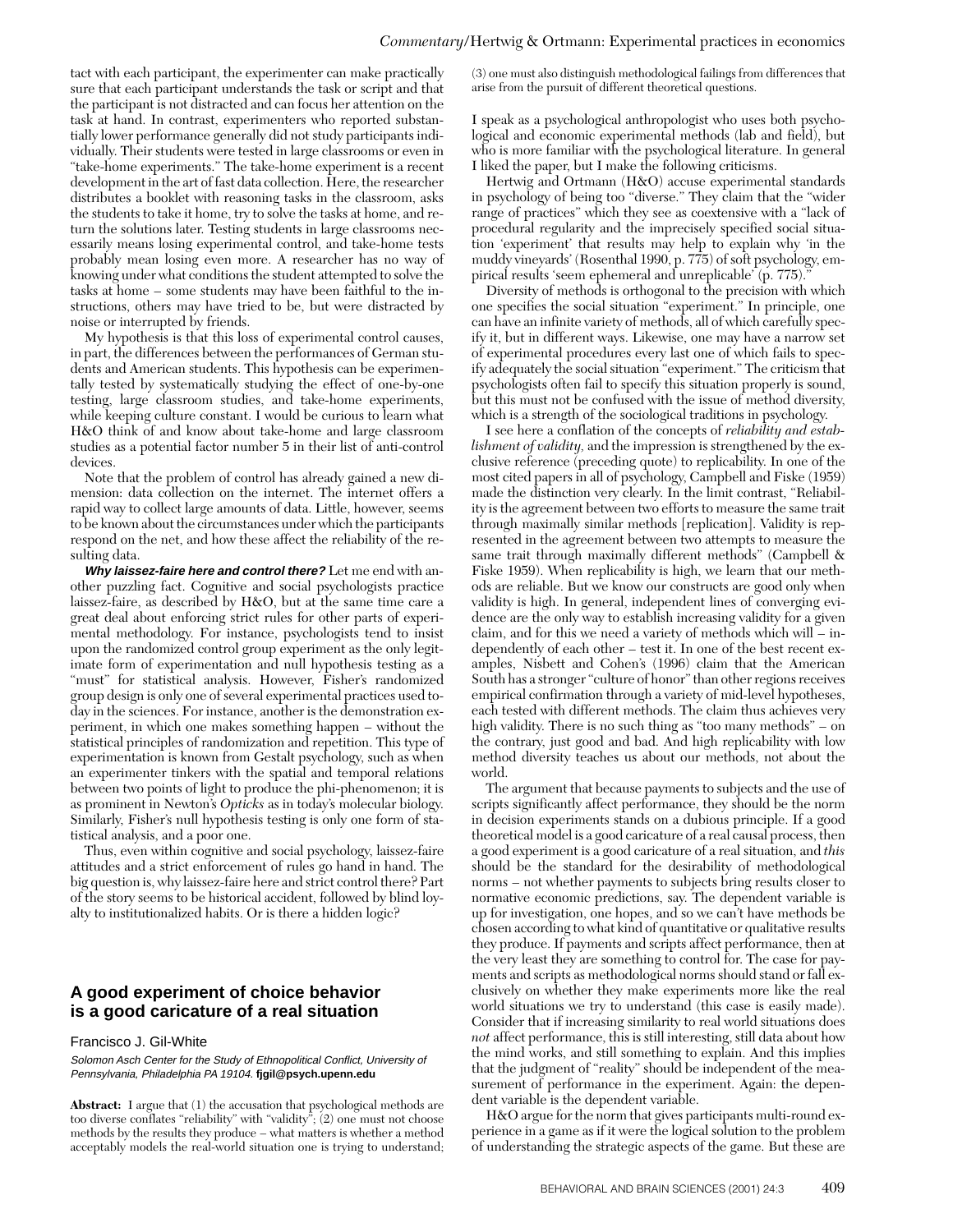tact with each participant, the experimenter can make practically sure that each participant understands the task or script and that the participant is not distracted and can focus her attention on the task at hand. In contrast, experimenters who reported substantially lower performance generally did not study participants individually. Their students were tested in large classrooms or even in "take-home experiments." The take-home experiment is a recent development in the art of fast data collection. Here, the researcher distributes a booklet with reasoning tasks in the classroom, asks the students to take it home, try to solve the tasks at home, and return the solutions later. Testing students in large classrooms necessarily means losing experimental control, and take-home tests probably mean losing even more. A researcher has no way of knowing under what conditions the student attempted to solve the tasks at home – some students may have been faithful to the instructions, others may have tried to be, but were distracted by noise or interrupted by friends.

My hypothesis is that this loss of experimental control causes, in part, the differences between the performances of German students and American students. This hypothesis can be experimentally tested by systematically studying the effect of one-by-one testing, large classroom studies, and take-home experiments, while keeping culture constant. I would be curious to learn what H&O think of and know about take-home and large classroom studies as a potential factor number 5 in their list of anti-control devices.

Note that the problem of control has already gained a new dimension: data collection on the internet. The internet offers a rapid way to collect large amounts of data. Little, however, seems to be known about the circumstances under which the participants respond on the net, and how these affect the reliability of the resulting data.

***Why laissez-faire here and control there?*** Let me end with another puzzling fact. Cognitive and social psychologists practice laissez-faire, as described by H&O, but at the same time care a great deal about enforcing strict rules for other parts of experimental methodology. For instance, psychologists tend to insist upon the randomized control group experiment as the only legitimate form of experimentation and null hypothesis testing as a "must" for statistical analysis. However, Fisher's randomized group design is only one of several experimental practices used today in the sciences. For instance, another is the demonstration experiment, in which one makes something happen – without the statistical principles of randomization and repetition. This type of experimentation is known from Gestalt psychology, such as when an experimenter tinkers with the spatial and temporal relations between two points of light to produce the phi-phenomenon; it is as prominent in Newton's *Opticks* as in today's molecular biology. Similarly, Fisher's null hypothesis testing is only one form of statistical analysis, and a poor one.

Thus, even within cognitive and social psychology, laissez-faire attitudes and a strict enforcement of rules go hand in hand. The big question is, why laissez-faire here and strict control there? Part of the story seems to be historical accident, followed by blind loyalty to institutionalized habits. Or is there a hidden logic?

## A good experiment of choice behavior is a good caricature of a real situation

Francisco J. Gil-White

*Solomon Asch Center for the Study of Ethnopolitical Conflict, University of Pennsylvania, Philadelphia PA 19104.* **fjgil@psych.upenn.edu**

**Abstract:** I argue that (1) the accusation that psychological methods are too diverse conflates "reliability" with "validity"; (2) one must not choose methods by the results they produce – what matters is whether a method acceptably models the real-world situation one is trying to understand; (3) one must also distinguish methodological failings from differences that arise from the pursuit of different theoretical questions.

I speak as a psychological anthropologist who uses both psychological and economic experimental methods (lab and field), but who is more familiar with the psychological literature. In general I liked the paper, but I make the following criticisms.

Hertwig and Ortmann (H&O) accuse experimental standards in psychology of being too "diverse." They claim that the "wider range of practices" which they see as coextensive with a "lack of procedural regularity and the imprecisely specified social situation 'experiment' that results may help to explain why 'in the muddy vineyards' (Rosenthal 1990, p. 775) of soft psychology, empirical results 'seem ephemeral and unreplicable' (p. 775)."

Diversity of methods is orthogonal to the precision with which one specifies the social situation "experiment." In principle, one can have an infinite variety of methods, all of which carefully specify it, but in different ways. Likewise, one may have a narrow set of experimental procedures every last one of which fails to specify adequately the social situation "experiment." The criticism that psychologists often fail to specify this situation properly is sound, but this must not be confused with the issue of method diversity, which is a strength of the sociological traditions in psychology.

I see here a conflation of the concepts of *reliability and establishment of validity,* and the impression is strengthened by the exclusive reference (preceding quote) to replicability. In one of the most cited papers in all of psychology, Campbell and Fiske (1959) made the distinction very clearly. In the limit contrast, "Reliability is the agreement between two efforts to measure the same trait through maximally similar methods [replication]. Validity is represented in the agreement between two attempts to measure the same trait through maximally different methods" (Campbell & Fiske 1959). When replicability is high, we learn that our methods are reliable. But we know our constructs are good only when validity is high. In general, independent lines of converging evidence are the only way to establish increasing validity for a given claim, and for this we need a variety of methods which will – independently of each other – test it. In one of the best recent examples, Nisbett and Cohen's (1996) claim that the American South has a stronger "culture of honor" than other regions receives empirical confirmation through a variety of mid-level hypotheses, each tested with different methods. The claim thus achieves very high validity. There is no such thing as "too many methods" – on the contrary, just good and bad. And high replicability with low method diversity teaches us about our methods, not about the world.

The argument that because payments to subjects and the use of scripts significantly affect performance, they should be the norm in decision experiments stands on a dubious principle. If a good theoretical model is a good caricature of a real causal process, then a good experiment is a good caricature of a real situation, and *this* should be the standard for the desirability of methodological norms – not whether payments to subjects bring results closer to normative economic predictions, say. The dependent variable is up for investigation, one hopes, and so we can't have methods be chosen according to what kind of quantitative or qualitative results they produce. If payments and scripts affect performance, then at the very least they are something to control for. The case for payments and scripts as methodological norms should stand or fall exclusively on whether they make experiments more like the real world situations we try to understand (this case is easily made). Consider that if increasing similarity to real world situations does *not* affect performance, this is still interesting, still data about how the mind works, and still something to explain. And this implies that the judgment of "reality" should be independent of the measurement of performance in the experiment. Again: the dependent variable is the dependent variable.

H&O argue for the norm that gives participants multi-round experience in a game as if it were the logical solution to the problem of understanding the strategic aspects of the game. But these are